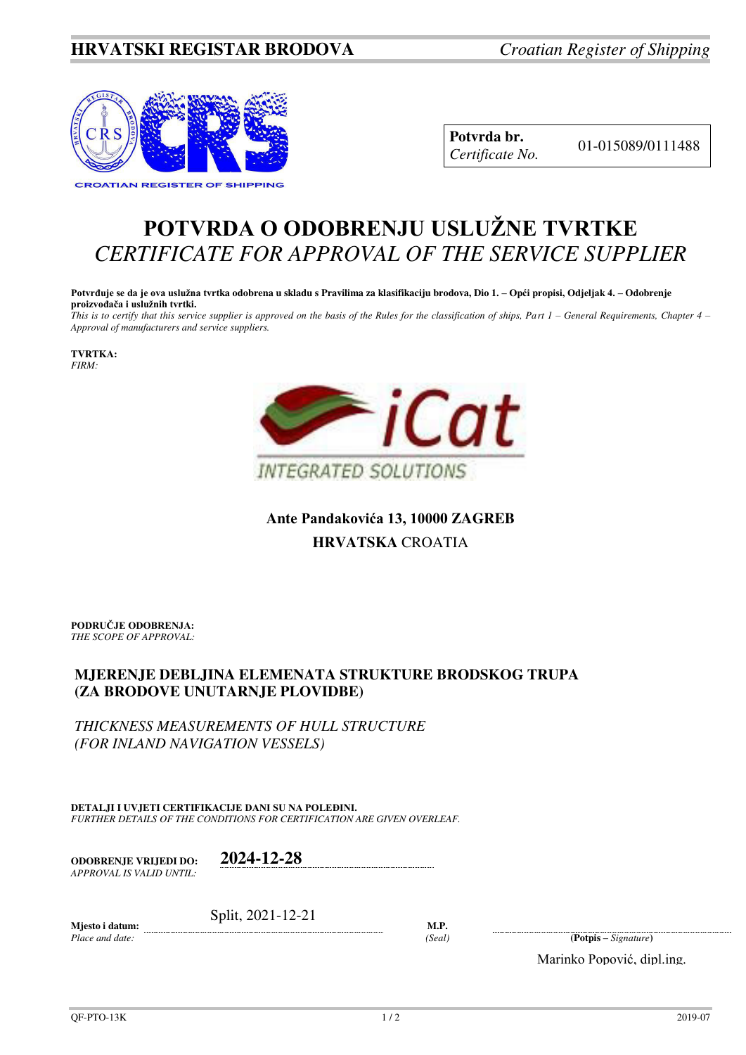**HRVATSKI REGISTAR BRODOVA** *Croatian Register of Shipping*

| **Potvrda br.** *Certificate No.* | 01-015089/0111488 |
|---|---|

# POTVRDA O ODOBRENJU USLUŽNE TVRTKE
# *CERTIFICATE FOR APPROVAL OF THE SERVICE SUPPLIER*

**Potvrđuje se da je ova uslužna tvrtka odobrena u skladu s Pravilima za klasifikaciju brodova, Dio 1. – Opći propisi, Odjeljak 4. – Odobrenje proizvođača i uslužnih tvrtki.**
*This is to certify that this service supplier is approved on the basis of the Rules for the classification of ships, Part 1 – General Requirements, Chapter 4 – Approval of manufacturers and service suppliers.*

**TVRTKA:**
*FIRM:*

iCat
INTEGRATED SOLUTIONS

**Ante Pandakovića 13, 10000 ZAGREB**
**HRVATSKA** CROATIA

**PODRUČJE ODOBRENJA:**
*THE SCOPE OF APPROVAL:*

**MJERENJE DEBLJINA ELEMENATA STRUKTURE BRODSKOG TRUPA (ZA BRODOVE UNUTARNJE PLOVIDBE)**

*THICKNESS MEASUREMENTS OF HULL STRUCTURE (FOR INLAND NAVIGATION VESSELS)*

**DETALJI I UVJETI CERTIFIKACIJE DANI SU NA POLEĐINI.**
*FURTHER DETAILS OF THE CONDITIONS FOR CERTIFICATION ARE GIVEN OVERLEAF.*

**ODOBRENJE VRIJEDI DO:** *APPROVAL IS VALID UNTIL:* **2024-12-28**

**Mjesto i datum:** *Place and date:* Split, 2021-12-21

**M.P.** *(Seal)*

**(Potpis –** ***Signature*****)**
Marinko Popović, dipl.ing.

QF-PTO-13K 2019-07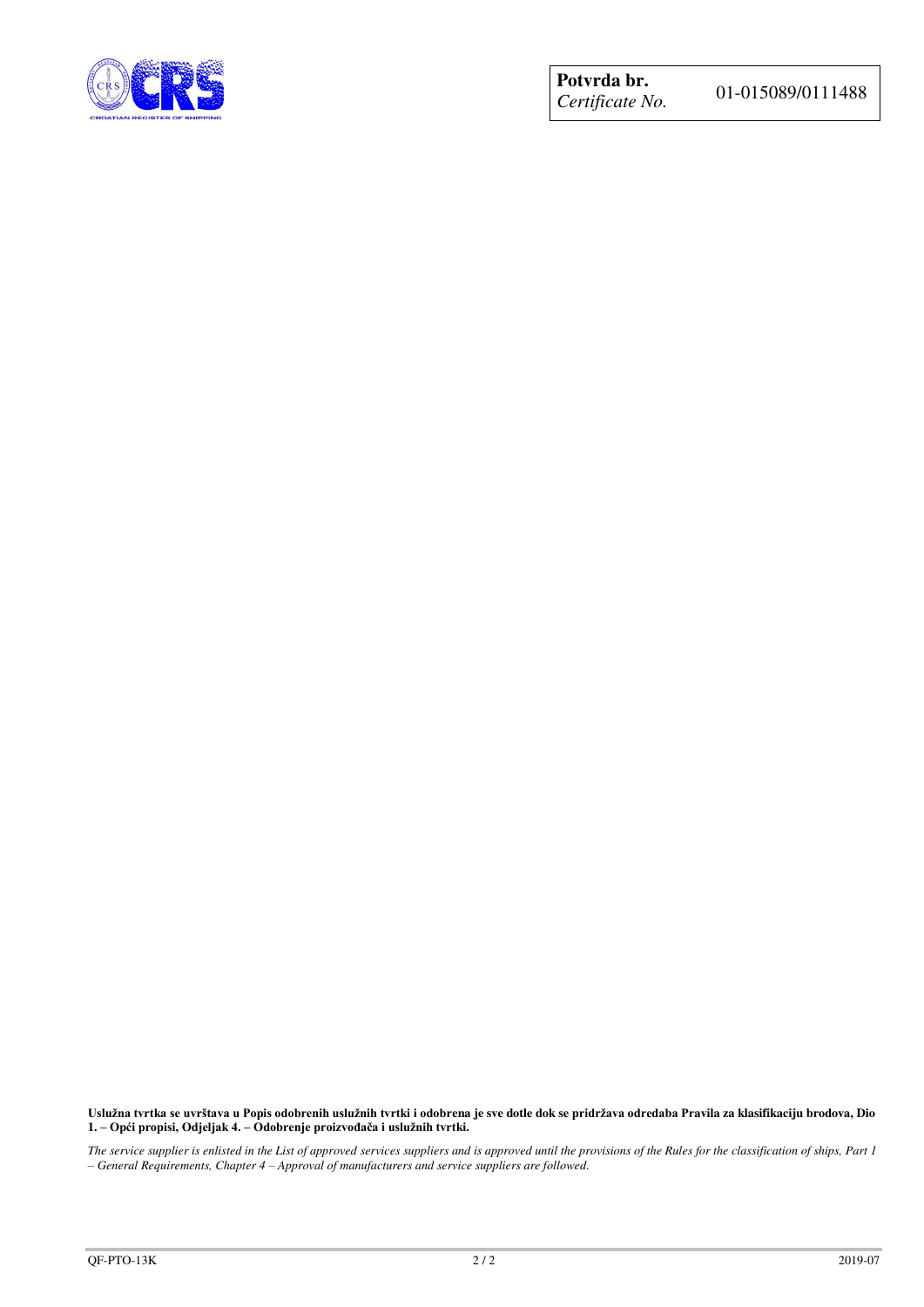| Potvrda br. *Certificate No.* | 01-015089/0111488 |
|---|---|

**Uslužna tvrtka se uvrštava u Popis odobrenih uslužnih tvrtki i odobrena je sve dotle dok se pridržava odredaba Pravila za klasifikaciju brodova, Dio 1. – Opći propisi, Odjeljak 4. – Odobrenje proizvođača i uslužnih tvrtki.**

*The service supplier is enlisted in the List of approved services suppliers and is approved until the provisions of the Rules for the classification of ships, Part 1 – General Requirements, Chapter 4 – Approval of manufacturers and service suppliers are followed.*